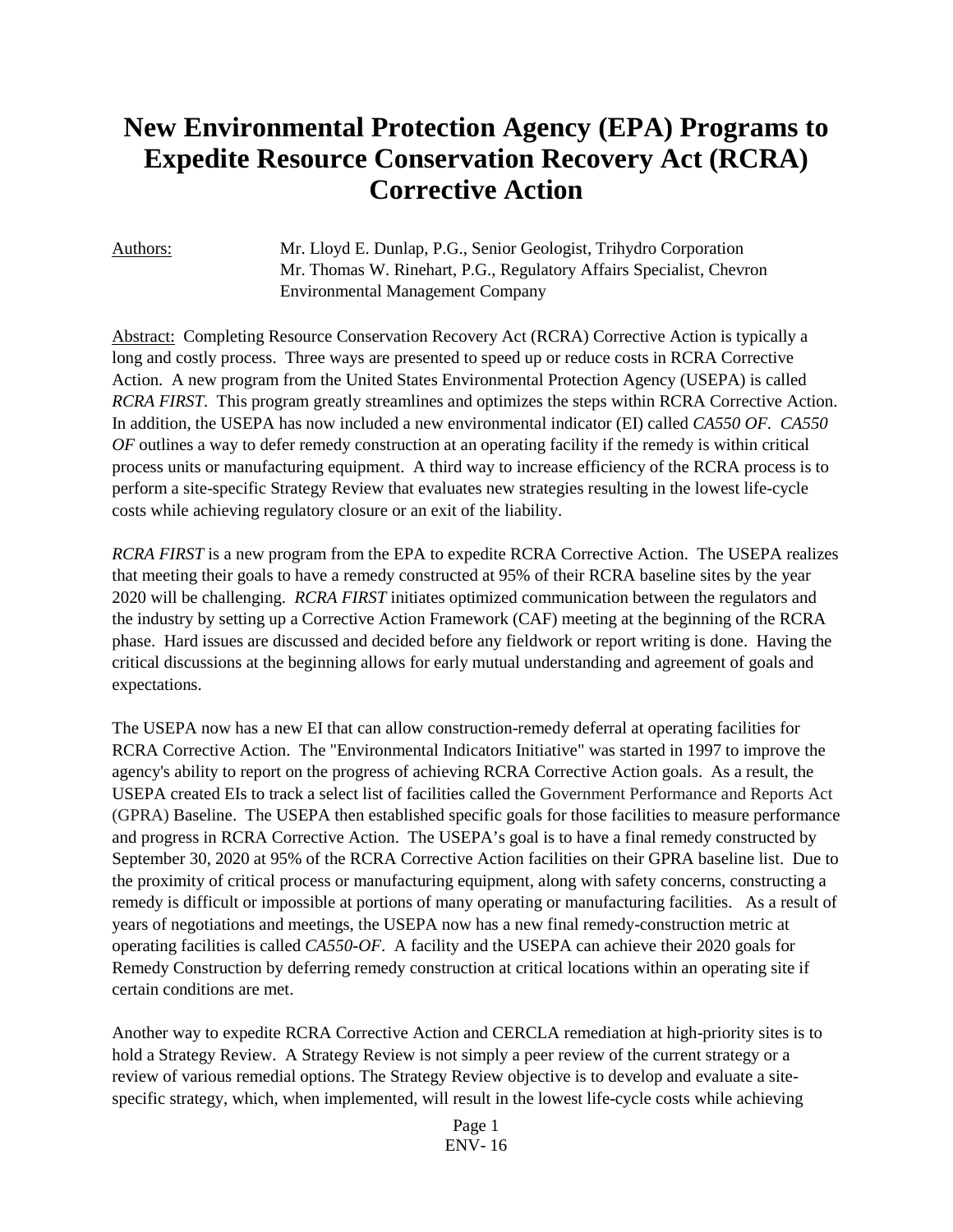# New Environmental Protection Agency (EPA) Programs to Expedite Resource Conservation Recovery Act (RCRA) Corrective Action

Authors: Mr. Lloyd E. Dunlap, P.G., Senior Geologist, Trihydro Corporation
Mr. Thomas W. Rinehart, P.G., Regulatory Affairs Specialist, Chevron Environmental Management Company

Abstract: Completing Resource Conservation Recovery Act (RCRA) Corrective Action is typically a long and costly process. Three ways are presented to speed up or reduce costs in RCRA Corrective Action. A new program from the United States Environmental Protection Agency (USEPA) is called *RCRA FIRST*. This program greatly streamlines and optimizes the steps within RCRA Corrective Action. In addition, the USEPA has now included a new environmental indicator (EI) called *CA550 OF*. *CA550 OF* outlines a way to defer remedy construction at an operating facility if the remedy is within critical process units or manufacturing equipment. A third way to increase efficiency of the RCRA process is to perform a site-specific Strategy Review that evaluates new strategies resulting in the lowest life-cycle costs while achieving regulatory closure or an exit of the liability.

*RCRA FIRST* is a new program from the EPA to expedite RCRA Corrective Action. The USEPA realizes that meeting their goals to have a remedy constructed at 95% of their RCRA baseline sites by the year 2020 will be challenging. *RCRA FIRST* initiates optimized communication between the regulators and the industry by setting up a Corrective Action Framework (CAF) meeting at the beginning of the RCRA phase. Hard issues are discussed and decided before any fieldwork or report writing is done. Having the critical discussions at the beginning allows for early mutual understanding and agreement of goals and expectations.

The USEPA now has a new EI that can allow construction-remedy deferral at operating facilities for RCRA Corrective Action. The "Environmental Indicators Initiative" was started in 1997 to improve the agency's ability to report on the progress of achieving RCRA Corrective Action goals. As a result, the USEPA created EIs to track a select list of facilities called the Government Performance and Reports Act (GPRA) Baseline. The USEPA then established specific goals for those facilities to measure performance and progress in RCRA Corrective Action. The USEPA's goal is to have a final remedy constructed by September 30, 2020 at 95% of the RCRA Corrective Action facilities on their GPRA baseline list. Due to the proximity of critical process or manufacturing equipment, along with safety concerns, constructing a remedy is difficult or impossible at portions of many operating or manufacturing facilities. As a result of years of negotiations and meetings, the USEPA now has a new final remedy-construction metric at operating facilities is called *CA550-OF*. A facility and the USEPA can achieve their 2020 goals for Remedy Construction by deferring remedy construction at critical locations within an operating site if certain conditions are met.

Another way to expedite RCRA Corrective Action and CERCLA remediation at high-priority sites is to hold a Strategy Review. A Strategy Review is not simply a peer review of the current strategy or a review of various remedial options. The Strategy Review objective is to develop and evaluate a site-specific strategy, which, when implemented, will result in the lowest life-cycle costs while achieving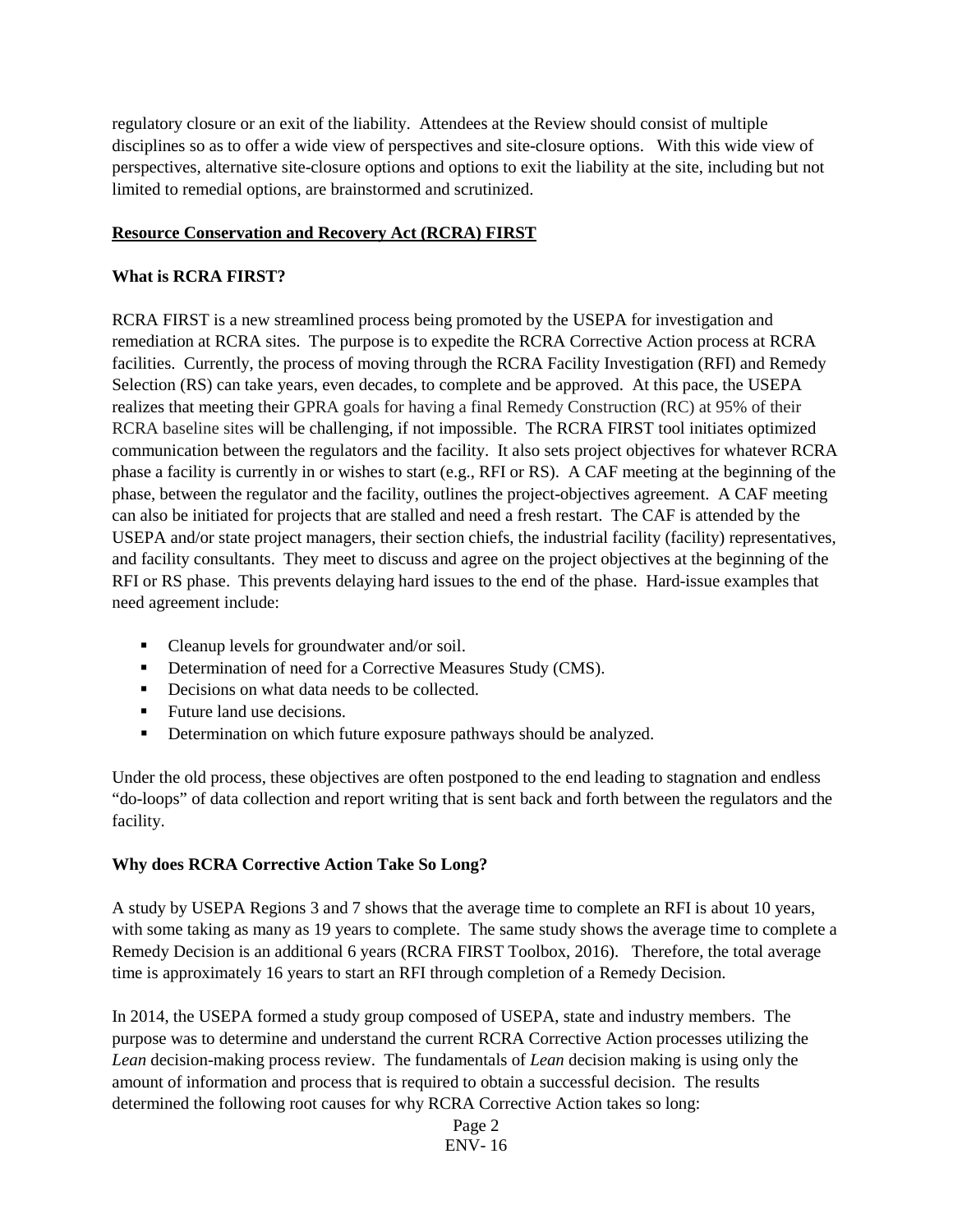regulatory closure or an exit of the liability. Attendees at the Review should consist of multiple disciplines so as to offer a wide view of perspectives and site-closure options. With this wide view of perspectives, alternative site-closure options and options to exit the liability at the site, including but not limited to remedial options, are brainstormed and scrutinized.

## Resource Conservation and Recovery Act (RCRA) FIRST

### What is RCRA FIRST?

RCRA FIRST is a new streamlined process being promoted by the USEPA for investigation and remediation at RCRA sites. The purpose is to expedite the RCRA Corrective Action process at RCRA facilities. Currently, the process of moving through the RCRA Facility Investigation (RFI) and Remedy Selection (RS) can take years, even decades, to complete and be approved. At this pace, the USEPA realizes that meeting their GPRA goals for having a final Remedy Construction (RC) at 95% of their RCRA baseline sites will be challenging, if not impossible. The RCRA FIRST tool initiates optimized communication between the regulators and the facility. It also sets project objectives for whatever RCRA phase a facility is currently in or wishes to start (e.g., RFI or RS). A CAF meeting at the beginning of the phase, between the regulator and the facility, outlines the project-objectives agreement. A CAF meeting can also be initiated for projects that are stalled and need a fresh restart. The CAF is attended by the USEPA and/or state project managers, their section chiefs, the industrial facility (facility) representatives, and facility consultants. They meet to discuss and agree on the project objectives at the beginning of the RFI or RS phase. This prevents delaying hard issues to the end of the phase. Hard-issue examples that need agreement include:

- Cleanup levels for groundwater and/or soil.
- Determination of need for a Corrective Measures Study (CMS).
- Decisions on what data needs to be collected.
- Future land use decisions.
- Determination on which future exposure pathways should be analyzed.

Under the old process, these objectives are often postponed to the end leading to stagnation and endless "do-loops" of data collection and report writing that is sent back and forth between the regulators and the facility.

### Why does RCRA Corrective Action Take So Long?

A study by USEPA Regions 3 and 7 shows that the average time to complete an RFI is about 10 years, with some taking as many as 19 years to complete. The same study shows the average time to complete a Remedy Decision is an additional 6 years (RCRA FIRST Toolbox, 2016). Therefore, the total average time is approximately 16 years to start an RFI through completion of a Remedy Decision.

In 2014, the USEPA formed a study group composed of USEPA, state and industry members. The purpose was to determine and understand the current RCRA Corrective Action processes utilizing the *Lean* decision-making process review. The fundamentals of *Lean* decision making is using only the amount of information and process that is required to obtain a successful decision. The results determined the following root causes for why RCRA Corrective Action takes so long: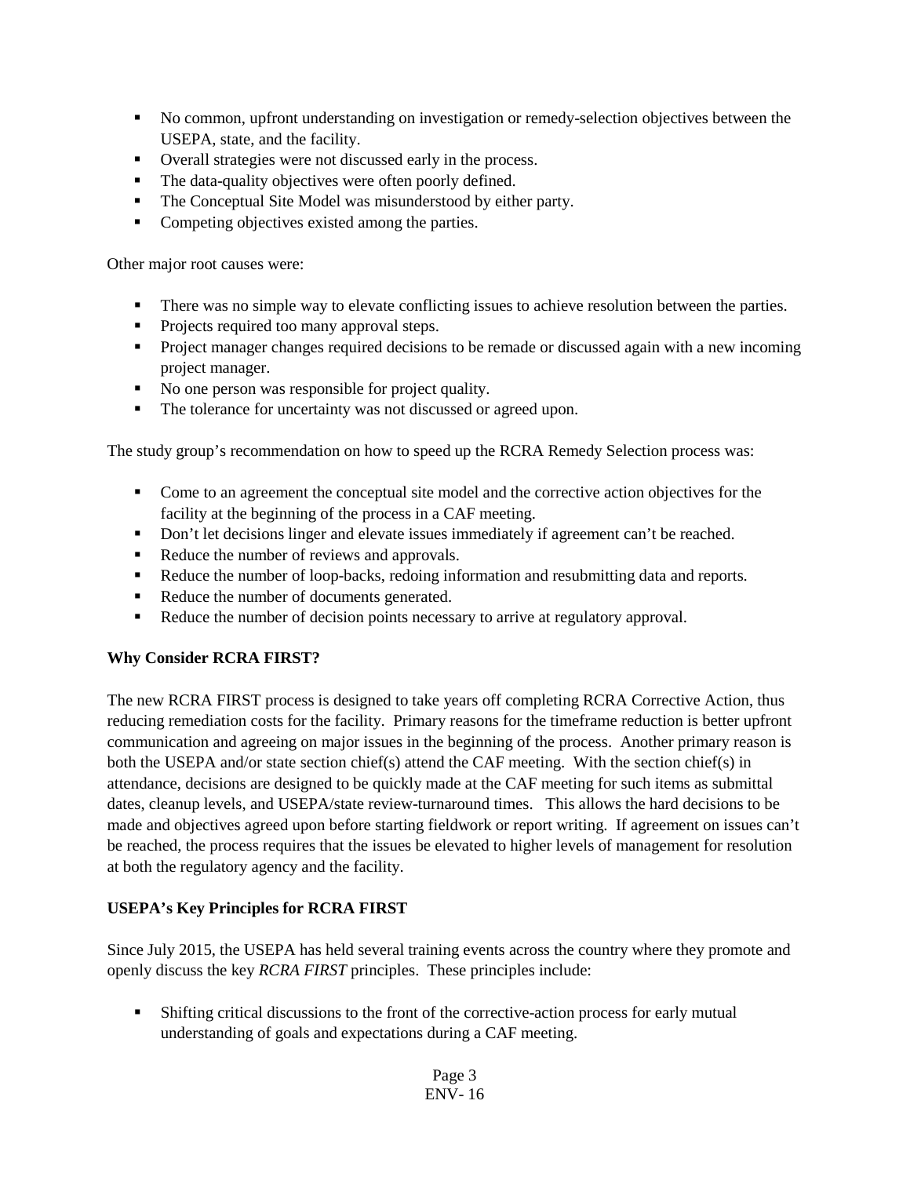- No common, upfront understanding on investigation or remedy-selection objectives between the USEPA, state, and the facility.
- Overall strategies were not discussed early in the process.
- The data-quality objectives were often poorly defined.
- The Conceptual Site Model was misunderstood by either party.
- Competing objectives existed among the parties.

Other major root causes were:

- There was no simple way to elevate conflicting issues to achieve resolution between the parties.
- Projects required too many approval steps.
- Project manager changes required decisions to be remade or discussed again with a new incoming project manager.
- No one person was responsible for project quality.
- The tolerance for uncertainty was not discussed or agreed upon.

The study group's recommendation on how to speed up the RCRA Remedy Selection process was:

- Come to an agreement the conceptual site model and the corrective action objectives for the facility at the beginning of the process in a CAF meeting.
- Don't let decisions linger and elevate issues immediately if agreement can't be reached.
- Reduce the number of reviews and approvals.
- Reduce the number of loop-backs, redoing information and resubmitting data and reports.
- Reduce the number of documents generated.
- Reduce the number of decision points necessary to arrive at regulatory approval.

**Why Consider RCRA FIRST?**

The new RCRA FIRST process is designed to take years off completing RCRA Corrective Action, thus reducing remediation costs for the facility. Primary reasons for the timeframe reduction is better upfront communication and agreeing on major issues in the beginning of the process. Another primary reason is both the USEPA and/or state section chief(s) attend the CAF meeting. With the section chief(s) in attendance, decisions are designed to be quickly made at the CAF meeting for such items as submittal dates, cleanup levels, and USEPA/state review-turnaround times. This allows the hard decisions to be made and objectives agreed upon before starting fieldwork or report writing. If agreement on issues can't be reached, the process requires that the issues be elevated to higher levels of management for resolution at both the regulatory agency and the facility.

**USEPA's Key Principles for RCRA FIRST**

Since July 2015, the USEPA has held several training events across the country where they promote and openly discuss the key *RCRA FIRST* principles. These principles include:

- Shifting critical discussions to the front of the corrective-action process for early mutual understanding of goals and expectations during a CAF meeting.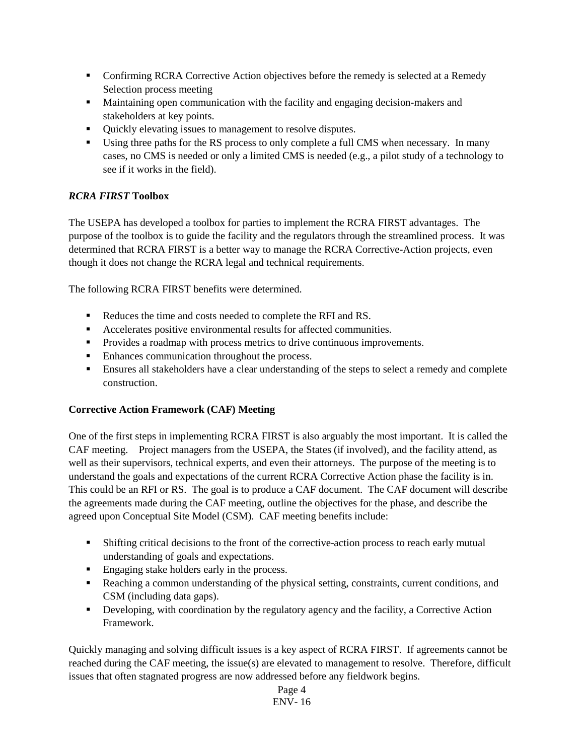- Confirming RCRA Corrective Action objectives before the remedy is selected at a Remedy Selection process meeting
- Maintaining open communication with the facility and engaging decision-makers and stakeholders at key points.
- Quickly elevating issues to management to resolve disputes.
- Using three paths for the RS process to only complete a full CMS when necessary. In many cases, no CMS is needed or only a limited CMS is needed (e.g., a pilot study of a technology to see if it works in the field).

### *RCRA FIRST* Toolbox

The USEPA has developed a toolbox for parties to implement the RCRA FIRST advantages. The purpose of the toolbox is to guide the facility and the regulators through the streamlined process. It was determined that RCRA FIRST is a better way to manage the RCRA Corrective-Action projects, even though it does not change the RCRA legal and technical requirements.

The following RCRA FIRST benefits were determined.

- Reduces the time and costs needed to complete the RFI and RS.
- Accelerates positive environmental results for affected communities.
- Provides a roadmap with process metrics to drive continuous improvements.
- Enhances communication throughout the process.
- Ensures all stakeholders have a clear understanding of the steps to select a remedy and complete construction.

### Corrective Action Framework (CAF) Meeting

One of the first steps in implementing RCRA FIRST is also arguably the most important. It is called the CAF meeting. Project managers from the USEPA, the States (if involved), and the facility attend, as well as their supervisors, technical experts, and even their attorneys. The purpose of the meeting is to understand the goals and expectations of the current RCRA Corrective Action phase the facility is in. This could be an RFI or RS. The goal is to produce a CAF document. The CAF document will describe the agreements made during the CAF meeting, outline the objectives for the phase, and describe the agreed upon Conceptual Site Model (CSM). CAF meeting benefits include:

- Shifting critical decisions to the front of the corrective-action process to reach early mutual understanding of goals and expectations.
- Engaging stake holders early in the process.
- Reaching a common understanding of the physical setting, constraints, current conditions, and CSM (including data gaps).
- Developing, with coordination by the regulatory agency and the facility, a Corrective Action Framework.

Quickly managing and solving difficult issues is a key aspect of RCRA FIRST. If agreements cannot be reached during the CAF meeting, the issue(s) are elevated to management to resolve. Therefore, difficult issues that often stagnated progress are now addressed before any fieldwork begins.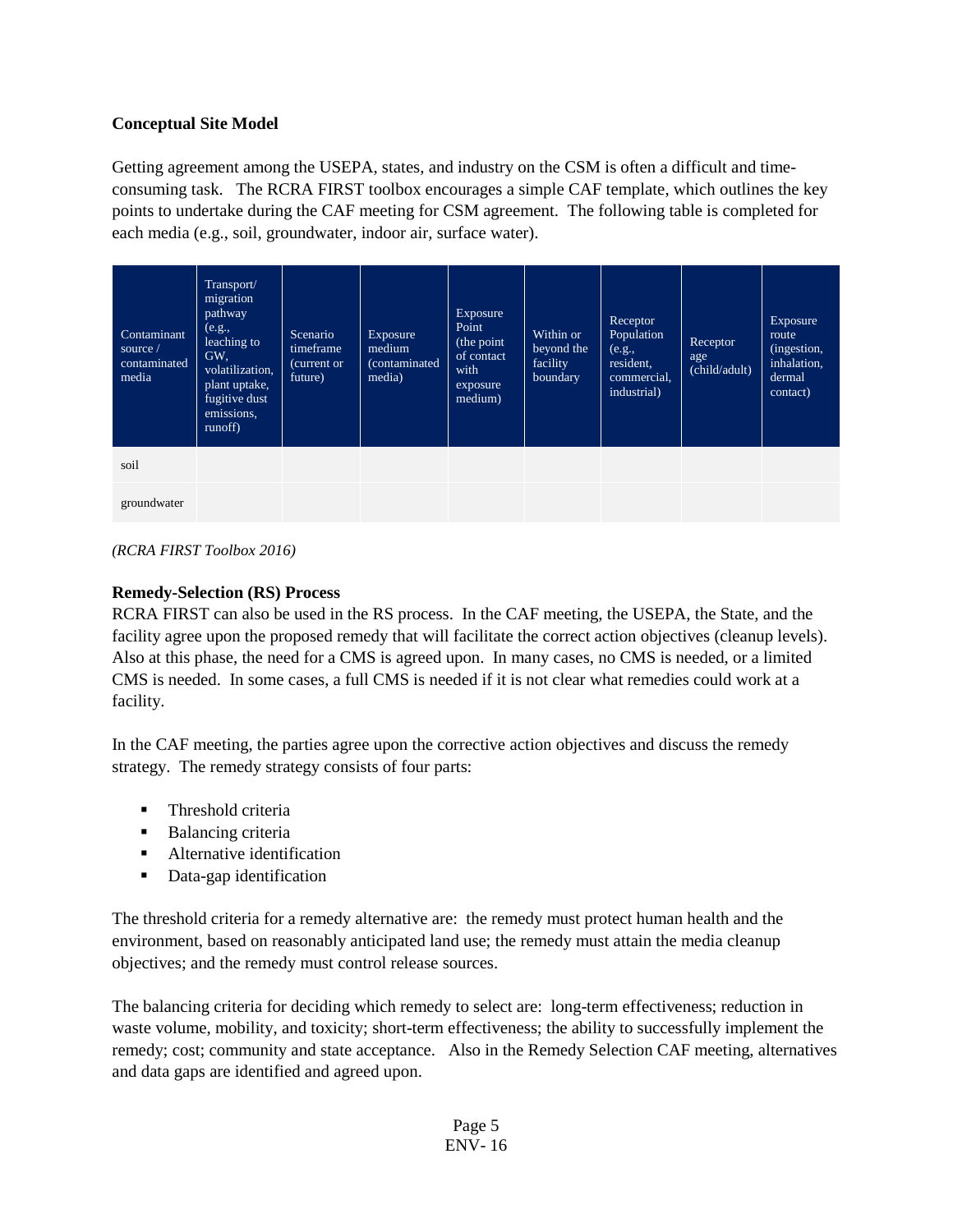**Conceptual Site Model**

Getting agreement among the USEPA, states, and industry on the CSM is often a difficult and time-consuming task. The RCRA FIRST toolbox encourages a simple CAF template, which outlines the key points to undertake during the CAF meeting for CSM agreement. The following table is completed for each media (e.g., soil, groundwater, indoor air, surface water).

| Contaminant source / contaminated media | Transport/ migration pathway (e.g., leaching to GW, volatilization, plant uptake, fugitive dust emissions, runoff) | Scenario timeframe (current or future) | Exposure medium (contaminated media) | Exposure Point (the point of contact with exposure medium) | Within or beyond the facility boundary | Receptor Population (e.g., resident, commercial, industrial) | Receptor age (child/adult) | Exposure route (ingestion, inhalation, dermal contact) |
|---|---|---|---|---|---|---|---|---|
| soil | | | | | | | | |
| groundwater | | | | | | | | |

*(RCRA FIRST Toolbox 2016)*

**Remedy-Selection (RS) Process**

RCRA FIRST can also be used in the RS process. In the CAF meeting, the USEPA, the State, and the facility agree upon the proposed remedy that will facilitate the correct action objectives (cleanup levels). Also at this phase, the need for a CMS is agreed upon. In many cases, no CMS is needed, or a limited CMS is needed. In some cases, a full CMS is needed if it is not clear what remedies could work at a facility.

In the CAF meeting, the parties agree upon the corrective action objectives and discuss the remedy strategy. The remedy strategy consists of four parts:

- Threshold criteria
- Balancing criteria
- Alternative identification
- Data-gap identification

The threshold criteria for a remedy alternative are: the remedy must protect human health and the environment, based on reasonably anticipated land use; the remedy must attain the media cleanup objectives; and the remedy must control release sources.

The balancing criteria for deciding which remedy to select are: long-term effectiveness; reduction in waste volume, mobility, and toxicity; short-term effectiveness; the ability to successfully implement the remedy; cost; community and state acceptance. Also in the Remedy Selection CAF meeting, alternatives and data gaps are identified and agreed upon.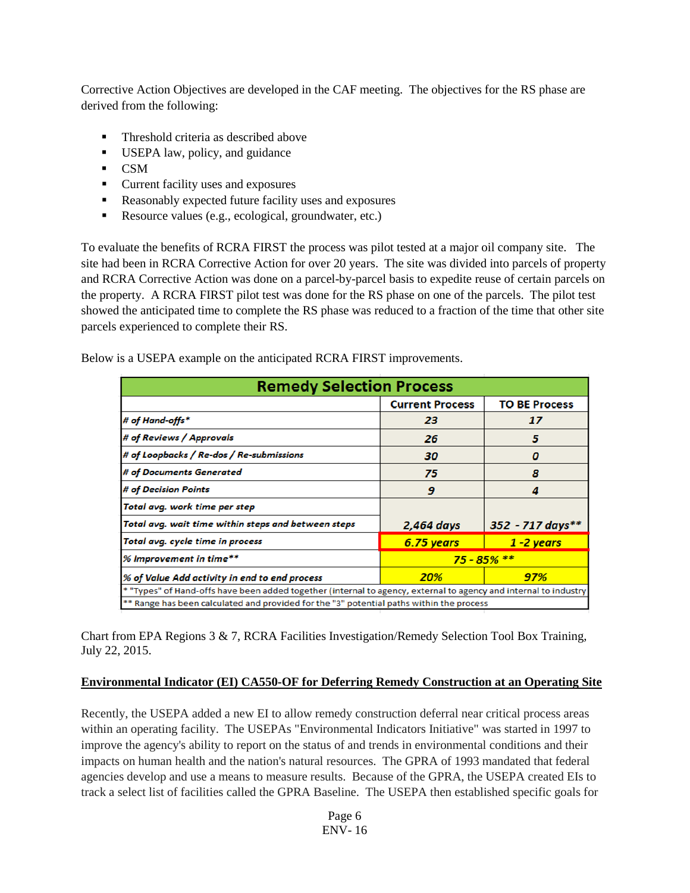Corrective Action Objectives are developed in the CAF meeting. The objectives for the RS phase are derived from the following:

- Threshold criteria as described above
- USEPA law, policy, and guidance
- CSM
- Current facility uses and exposures
- Reasonably expected future facility uses and exposures
- Resource values (e.g., ecological, groundwater, etc.)

To evaluate the benefits of RCRA FIRST the process was pilot tested at a major oil company site. The site had been in RCRA Corrective Action for over 20 years. The site was divided into parcels of property and RCRA Corrective Action was done on a parcel-by-parcel basis to expedite reuse of certain parcels on the property. A RCRA FIRST pilot test was done for the RS phase on one of the parcels. The pilot test showed the anticipated time to complete the RS phase was reduced to a fraction of the time that other site parcels experienced to complete their RS.

Below is a USEPA example on the anticipated RCRA FIRST improvements.

| Remedy Selection Process | | |
|---|---|---|
| | **Current Process** | **TO BE Process** |
| *# of Hand-offs** | *23* | *17* |
| *# of Reviews / Approvals* | *26* | *5* |
| *# of Loopbacks / Re-dos / Re-submissions* | *30* | *0* |
| *# of Documents Generated* | *75* | *8* |
| *# of Decision Points* | *9* | *4* |
| *Total avg. work time per step* | | |
| *Total avg. wait time within steps and between steps* | *2,464 days* | *352 - 717 days*** |
| *Total avg. cycle time in process* | *6.75 years* | *1 -2 years* |
| *% Improvement in time*** | *75 - 85% *** | |
| *% of Value Add activity in end to end process* | *20%* | *97%* |
| * "Types" of Hand-offs have been added together (internal to agency, external to agency and internal to industry | | |
| ** Range has been calculated and provided for the "3" potential paths within the process | | |

Chart from EPA Regions 3 & 7, RCRA Facilities Investigation/Remedy Selection Tool Box Training, July 22, 2015.

## <u>Environmental Indicator (EI) CA550-OF for Deferring Remedy Construction at an Operating Site</u>

Recently, the USEPA added a new EI to allow remedy construction deferral near critical process areas within an operating facility. The USEPAs "Environmental Indicators Initiative" was started in 1997 to improve the agency's ability to report on the status of and trends in environmental conditions and their impacts on human health and the nation's natural resources. The GPRA of 1993 mandated that federal agencies develop and use a means to measure results. Because of the GPRA, the USEPA created EIs to track a select list of facilities called the GPRA Baseline. The USEPA then established specific goals for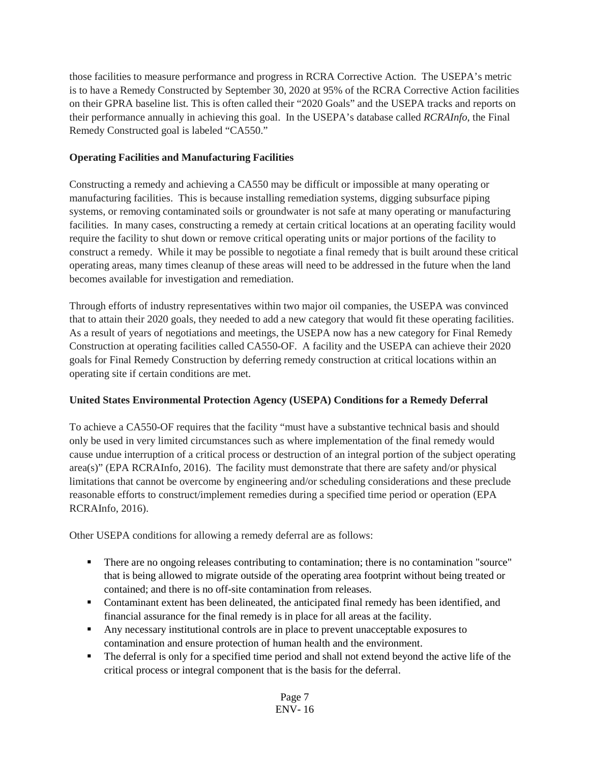those facilities to measure performance and progress in RCRA Corrective Action. The USEPA's metric is to have a Remedy Constructed by September 30, 2020 at 95% of the RCRA Corrective Action facilities on their GPRA baseline list. This is often called their "2020 Goals" and the USEPA tracks and reports on their performance annually in achieving this goal. In the USEPA's database called *RCRAInfo*, the Final Remedy Constructed goal is labeled "CA550."

**Operating Facilities and Manufacturing Facilities**

Constructing a remedy and achieving a CA550 may be difficult or impossible at many operating or manufacturing facilities. This is because installing remediation systems, digging subsurface piping systems, or removing contaminated soils or groundwater is not safe at many operating or manufacturing facilities. In many cases, constructing a remedy at certain critical locations at an operating facility would require the facility to shut down or remove critical operating units or major portions of the facility to construct a remedy. While it may be possible to negotiate a final remedy that is built around these critical operating areas, many times cleanup of these areas will need to be addressed in the future when the land becomes available for investigation and remediation.

Through efforts of industry representatives within two major oil companies, the USEPA was convinced that to attain their 2020 goals, they needed to add a new category that would fit these operating facilities. As a result of years of negotiations and meetings, the USEPA now has a new category for Final Remedy Construction at operating facilities called CA550-OF. A facility and the USEPA can achieve their 2020 goals for Final Remedy Construction by deferring remedy construction at critical locations within an operating site if certain conditions are met.

**United States Environmental Protection Agency (USEPA) Conditions for a Remedy Deferral**

To achieve a CA550-OF requires that the facility "must have a substantive technical basis and should only be used in very limited circumstances such as where implementation of the final remedy would cause undue interruption of a critical process or destruction of an integral portion of the subject operating area(s)" (EPA RCRAInfo, 2016). The facility must demonstrate that there are safety and/or physical limitations that cannot be overcome by engineering and/or scheduling considerations and these preclude reasonable efforts to construct/implement remedies during a specified time period or operation (EPA RCRAInfo, 2016).

Other USEPA conditions for allowing a remedy deferral are as follows:

- There are no ongoing releases contributing to contamination; there is no contamination "source" that is being allowed to migrate outside of the operating area footprint without being treated or contained; and there is no off-site contamination from releases.
- Contaminant extent has been delineated, the anticipated final remedy has been identified, and financial assurance for the final remedy is in place for all areas at the facility.
- Any necessary institutional controls are in place to prevent unacceptable exposures to contamination and ensure protection of human health and the environment.
- The deferral is only for a specified time period and shall not extend beyond the active life of the critical process or integral component that is the basis for the deferral.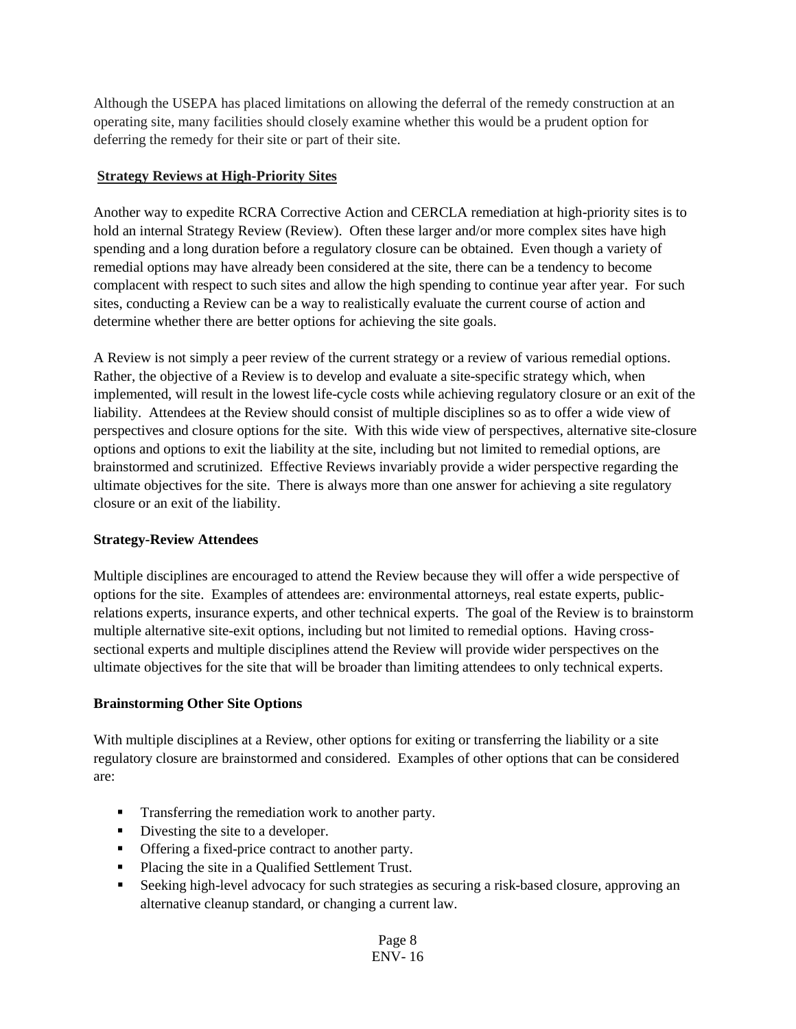Although the USEPA has placed limitations on allowing the deferral of the remedy construction at an operating site, many facilities should closely examine whether this would be a prudent option for deferring the remedy for their site or part of their site.

## Strategy Reviews at High-Priority Sites

Another way to expedite RCRA Corrective Action and CERCLA remediation at high-priority sites is to hold an internal Strategy Review (Review). Often these larger and/or more complex sites have high spending and a long duration before a regulatory closure can be obtained. Even though a variety of remedial options may have already been considered at the site, there can be a tendency to become complacent with respect to such sites and allow the high spending to continue year after year. For such sites, conducting a Review can be a way to realistically evaluate the current course of action and determine whether there are better options for achieving the site goals.

A Review is not simply a peer review of the current strategy or a review of various remedial options. Rather, the objective of a Review is to develop and evaluate a site-specific strategy which, when implemented, will result in the lowest life-cycle costs while achieving regulatory closure or an exit of the liability. Attendees at the Review should consist of multiple disciplines so as to offer a wide view of perspectives and closure options for the site. With this wide view of perspectives, alternative site-closure options and options to exit the liability at the site, including but not limited to remedial options, are brainstormed and scrutinized. Effective Reviews invariably provide a wider perspective regarding the ultimate objectives for the site. There is always more than one answer for achieving a site regulatory closure or an exit of the liability.

### Strategy-Review Attendees

Multiple disciplines are encouraged to attend the Review because they will offer a wide perspective of options for the site. Examples of attendees are: environmental attorneys, real estate experts, public-relations experts, insurance experts, and other technical experts. The goal of the Review is to brainstorm multiple alternative site-exit options, including but not limited to remedial options. Having cross-sectional experts and multiple disciplines attend the Review will provide wider perspectives on the ultimate objectives for the site that will be broader than limiting attendees to only technical experts.

### Brainstorming Other Site Options

With multiple disciplines at a Review, other options for exiting or transferring the liability or a site regulatory closure are brainstormed and considered. Examples of other options that can be considered are:

- Transferring the remediation work to another party.
- Divesting the site to a developer.
- Offering a fixed-price contract to another party.
- Placing the site in a Qualified Settlement Trust.
- Seeking high-level advocacy for such strategies as securing a risk-based closure, approving an alternative cleanup standard, or changing a current law.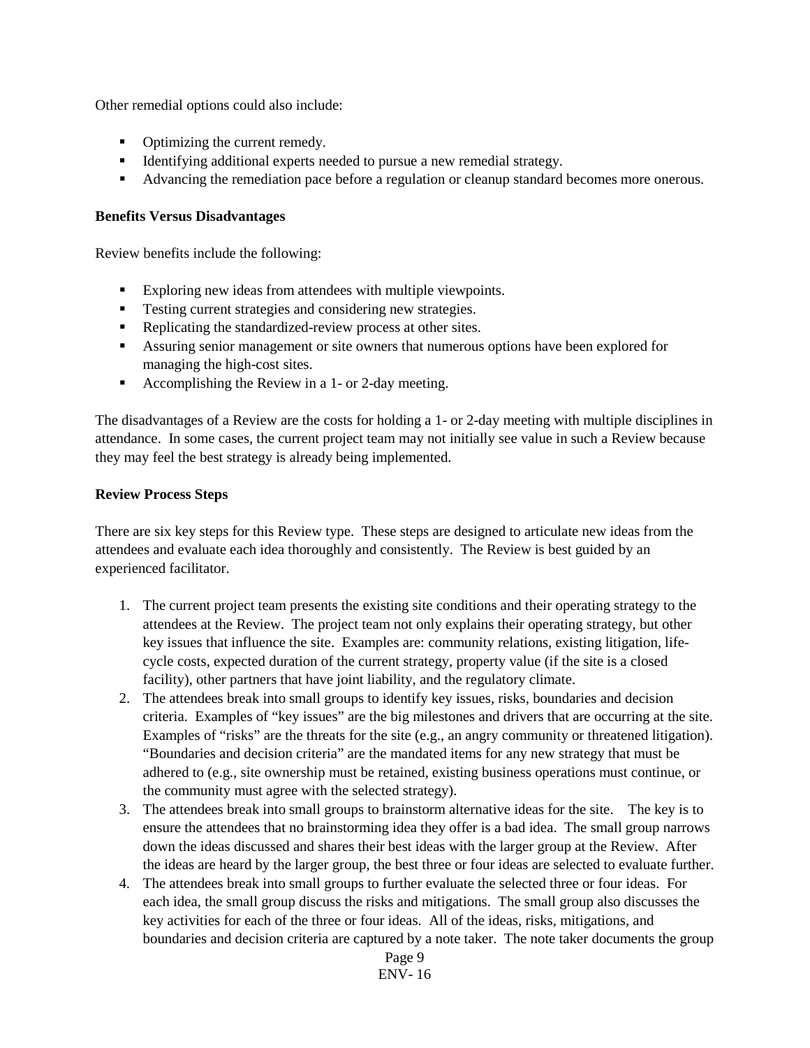Other remedial options could also include:

- Optimizing the current remedy.
- Identifying additional experts needed to pursue a new remedial strategy.
- Advancing the remediation pace before a regulation or cleanup standard becomes more onerous.

**Benefits Versus Disadvantages**

Review benefits include the following:

- Exploring new ideas from attendees with multiple viewpoints.
- Testing current strategies and considering new strategies.
- Replicating the standardized-review process at other sites.
- Assuring senior management or site owners that numerous options have been explored for managing the high-cost sites.
- Accomplishing the Review in a 1- or 2-day meeting.

The disadvantages of a Review are the costs for holding a 1- or 2-day meeting with multiple disciplines in attendance. In some cases, the current project team may not initially see value in such a Review because they may feel the best strategy is already being implemented.

**Review Process Steps**

There are six key steps for this Review type. These steps are designed to articulate new ideas from the attendees and evaluate each idea thoroughly and consistently. The Review is best guided by an experienced facilitator.

1. The current project team presents the existing site conditions and their operating strategy to the attendees at the Review. The project team not only explains their operating strategy, but other key issues that influence the site. Examples are: community relations, existing litigation, life-cycle costs, expected duration of the current strategy, property value (if the site is a closed facility), other partners that have joint liability, and the regulatory climate.
2. The attendees break into small groups to identify key issues, risks, boundaries and decision criteria. Examples of "key issues" are the big milestones and drivers that are occurring at the site. Examples of "risks" are the threats for the site (e.g., an angry community or threatened litigation). "Boundaries and decision criteria" are the mandated items for any new strategy that must be adhered to (e.g., site ownership must be retained, existing business operations must continue, or the community must agree with the selected strategy).
3. The attendees break into small groups to brainstorm alternative ideas for the site. The key is to ensure the attendees that no brainstorming idea they offer is a bad idea. The small group narrows down the ideas discussed and shares their best ideas with the larger group at the Review. After the ideas are heard by the larger group, the best three or four ideas are selected to evaluate further.
4. The attendees break into small groups to further evaluate the selected three or four ideas. For each idea, the small group discuss the risks and mitigations. The small group also discusses the key activities for each of the three or four ideas. All of the ideas, risks, mitigations, and boundaries and decision criteria are captured by a note taker. The note taker documents the group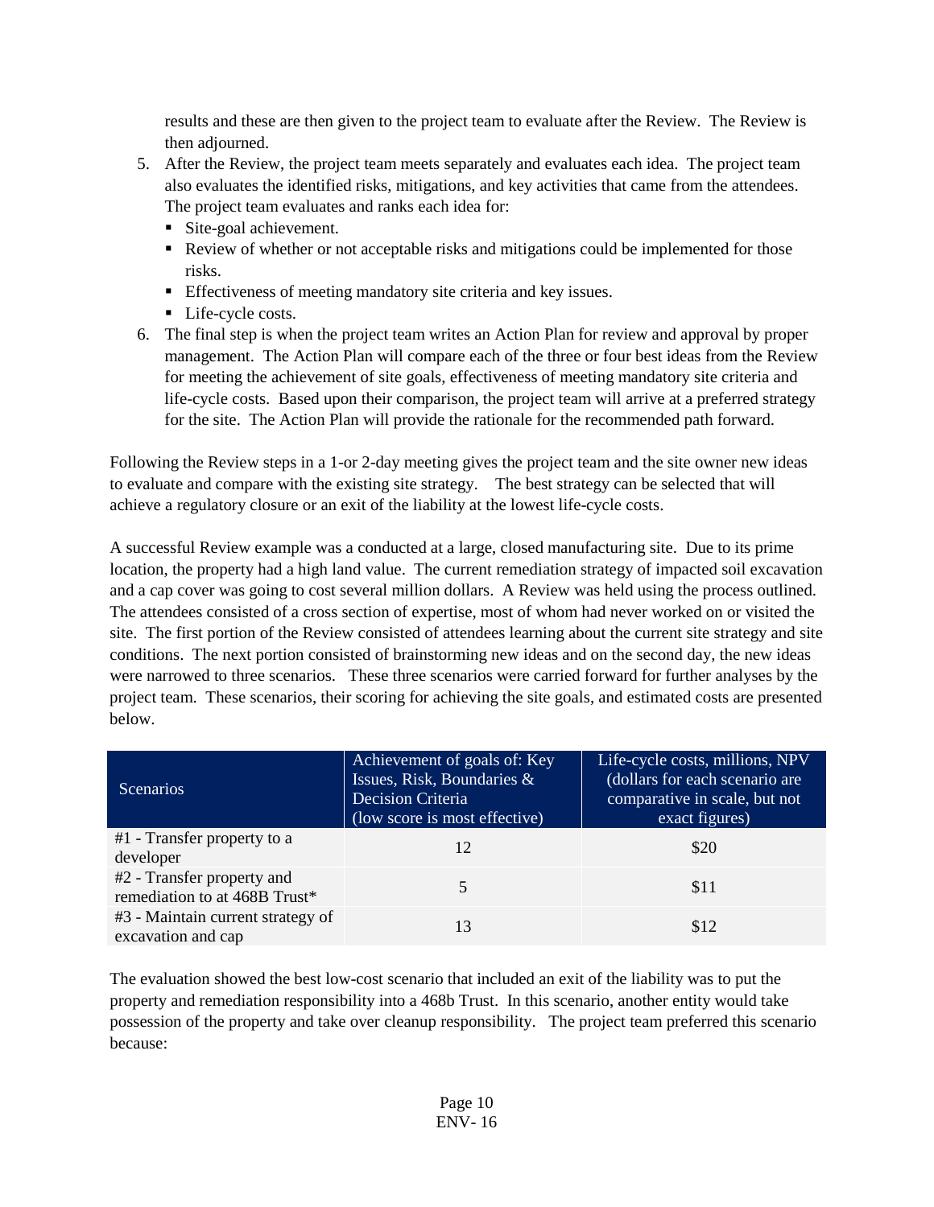results and these are then given to the project team to evaluate after the Review. The Review is then adjourned.

5. After the Review, the project team meets separately and evaluates each idea. The project team also evaluates the identified risks, mitigations, and key activities that came from the attendees. The project team evaluates and ranks each idea for:
   - Site-goal achievement.
   - Review of whether or not acceptable risks and mitigations could be implemented for those risks.
   - Effectiveness of meeting mandatory site criteria and key issues.
   - Life-cycle costs.
6. The final step is when the project team writes an Action Plan for review and approval by proper management. The Action Plan will compare each of the three or four best ideas from the Review for meeting the achievement of site goals, effectiveness of meeting mandatory site criteria and life-cycle costs. Based upon their comparison, the project team will arrive at a preferred strategy for the site. The Action Plan will provide the rationale for the recommended path forward.

Following the Review steps in a 1-or 2-day meeting gives the project team and the site owner new ideas to evaluate and compare with the existing site strategy. The best strategy can be selected that will achieve a regulatory closure or an exit of the liability at the lowest life-cycle costs.

A successful Review example was a conducted at a large, closed manufacturing site. Due to its prime location, the property had a high land value. The current remediation strategy of impacted soil excavation and a cap cover was going to cost several million dollars. A Review was held using the process outlined. The attendees consisted of a cross section of expertise, most of whom had never worked on or visited the site. The first portion of the Review consisted of attendees learning about the current site strategy and site conditions. The next portion consisted of brainstorming new ideas and on the second day, the new ideas were narrowed to three scenarios. These three scenarios were carried forward for further analyses by the project team. These scenarios, their scoring for achieving the site goals, and estimated costs are presented below.

| Scenarios | Achievement of goals of: Key Issues, Risk, Boundaries & Decision Criteria (low score is most effective) | Life-cycle costs, millions, NPV (dollars for each scenario are comparative in scale, but not exact figures) |
|---|---|---|
| #1 - Transfer property to a developer | 12 | $20 |
| #2 - Transfer property and remediation to at 468B Trust* | 5 | $11 |
| #3 - Maintain current strategy of excavation and cap | 13 | $12 |

The evaluation showed the best low-cost scenario that included an exit of the liability was to put the property and remediation responsibility into a 468b Trust. In this scenario, another entity would take possession of the property and take over cleanup responsibility. The project team preferred this scenario because: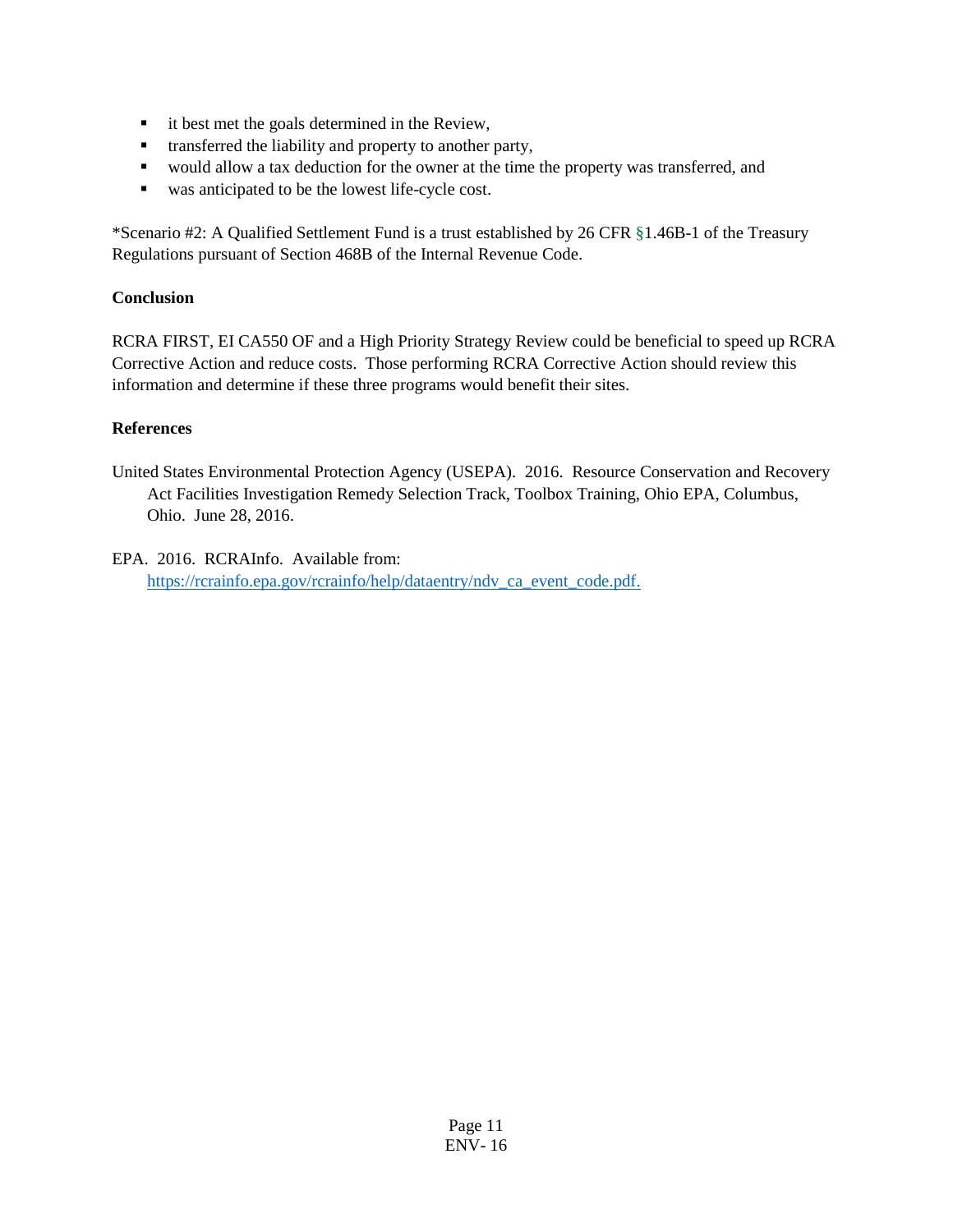- it best met the goals determined in the Review,
- transferred the liability and property to another party,
- would allow a tax deduction for the owner at the time the property was transferred, and
- was anticipated to be the lowest life-cycle cost.

*Scenario #2: A Qualified Settlement Fund is a trust established by 26 CFR §1.46B-1 of the Treasury Regulations pursuant of Section 468B of the Internal Revenue Code.

**Conclusion**

RCRA FIRST, EI CA550 OF and a High Priority Strategy Review could be beneficial to speed up RCRA Corrective Action and reduce costs. Those performing RCRA Corrective Action should review this information and determine if these three programs would benefit their sites.

**References**

United States Environmental Protection Agency (USEPA). 2016. Resource Conservation and Recovery Act Facilities Investigation Remedy Selection Track, Toolbox Training, Ohio EPA, Columbus, Ohio. June 28, 2016.

EPA. 2016. RCRAInfo. Available from: https://rcrainfo.epa.gov/rcrainfo/help/dataentry/ndv_ca_event_code.pdf.